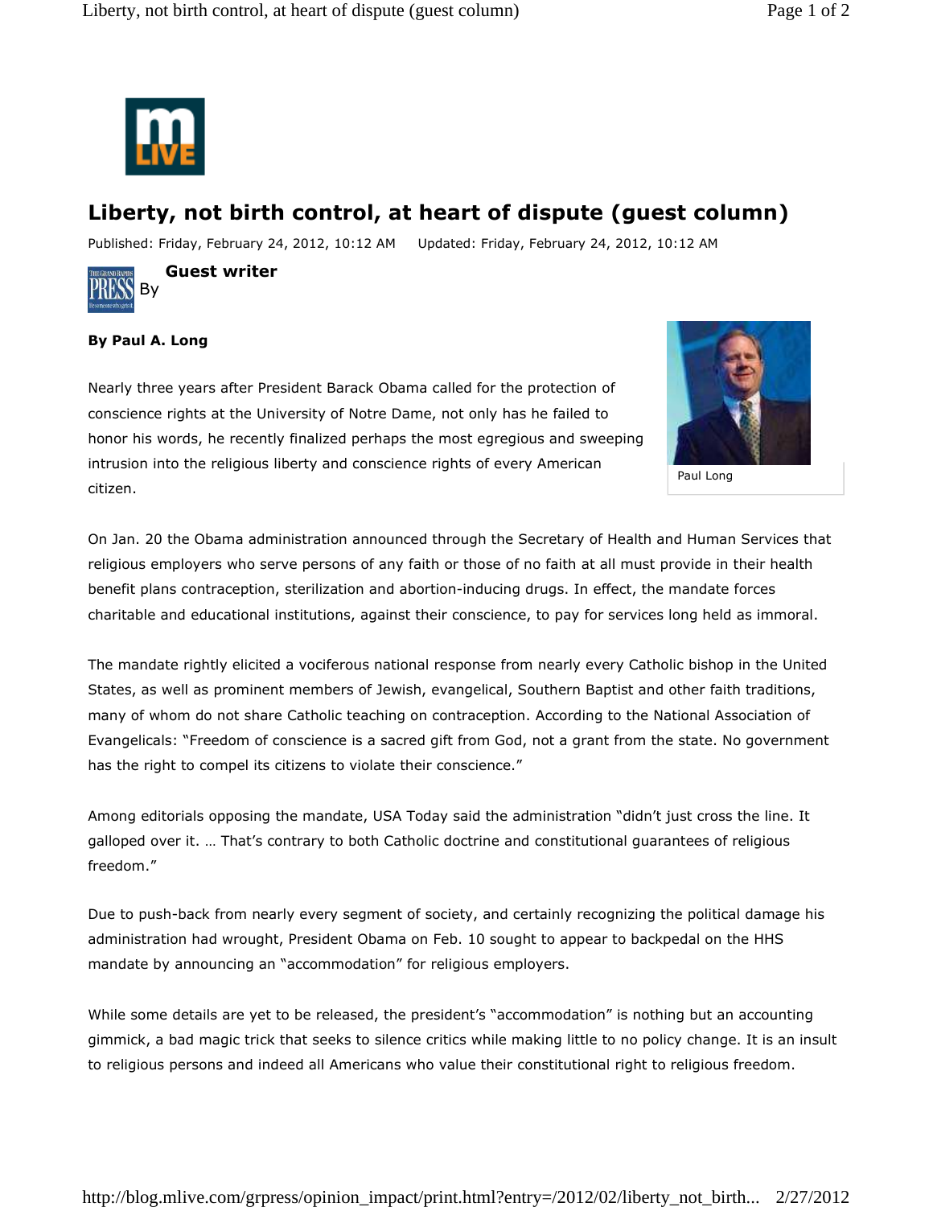# Liberty, not birth control, at heart of dispute (guest column)

Published: Friday, February 24, 2012, 10:12 AM     Updated: Friday, February 24, 2012, 10:12 AM

By **Guest writer**

**By Paul A. Long**

Paul Long

Nearly three years after President Barack Obama called for the protection of conscience rights at the University of Notre Dame, not only has he failed to honor his words, he recently finalized perhaps the most egregious and sweeping intrusion into the religious liberty and conscience rights of every American citizen.

On Jan. 20 the Obama administration announced through the Secretary of Health and Human Services that religious employers who serve persons of any faith or those of no faith at all must provide in their health benefit plans contraception, sterilization and abortion-inducing drugs. In effect, the mandate forces charitable and educational institutions, against their conscience, to pay for services long held as immoral.

The mandate rightly elicited a vociferous national response from nearly every Catholic bishop in the United States, as well as prominent members of Jewish, evangelical, Southern Baptist and other faith traditions, many of whom do not share Catholic teaching on contraception. According to the National Association of Evangelicals: "Freedom of conscience is a sacred gift from God, not a grant from the state. No government has the right to compel its citizens to violate their conscience."

Among editorials opposing the mandate, USA Today said the administration "didn't just cross the line. It galloped over it. … That's contrary to both Catholic doctrine and constitutional guarantees of religious freedom."

Due to push-back from nearly every segment of society, and certainly recognizing the political damage his administration had wrought, President Obama on Feb. 10 sought to appear to backpedal on the HHS mandate by announcing an "accommodation" for religious employers.

While some details are yet to be released, the president's "accommodation" is nothing but an accounting gimmick, a bad magic trick that seeks to silence critics while making little to no policy change. It is an insult to religious persons and indeed all Americans who value their constitutional right to religious freedom.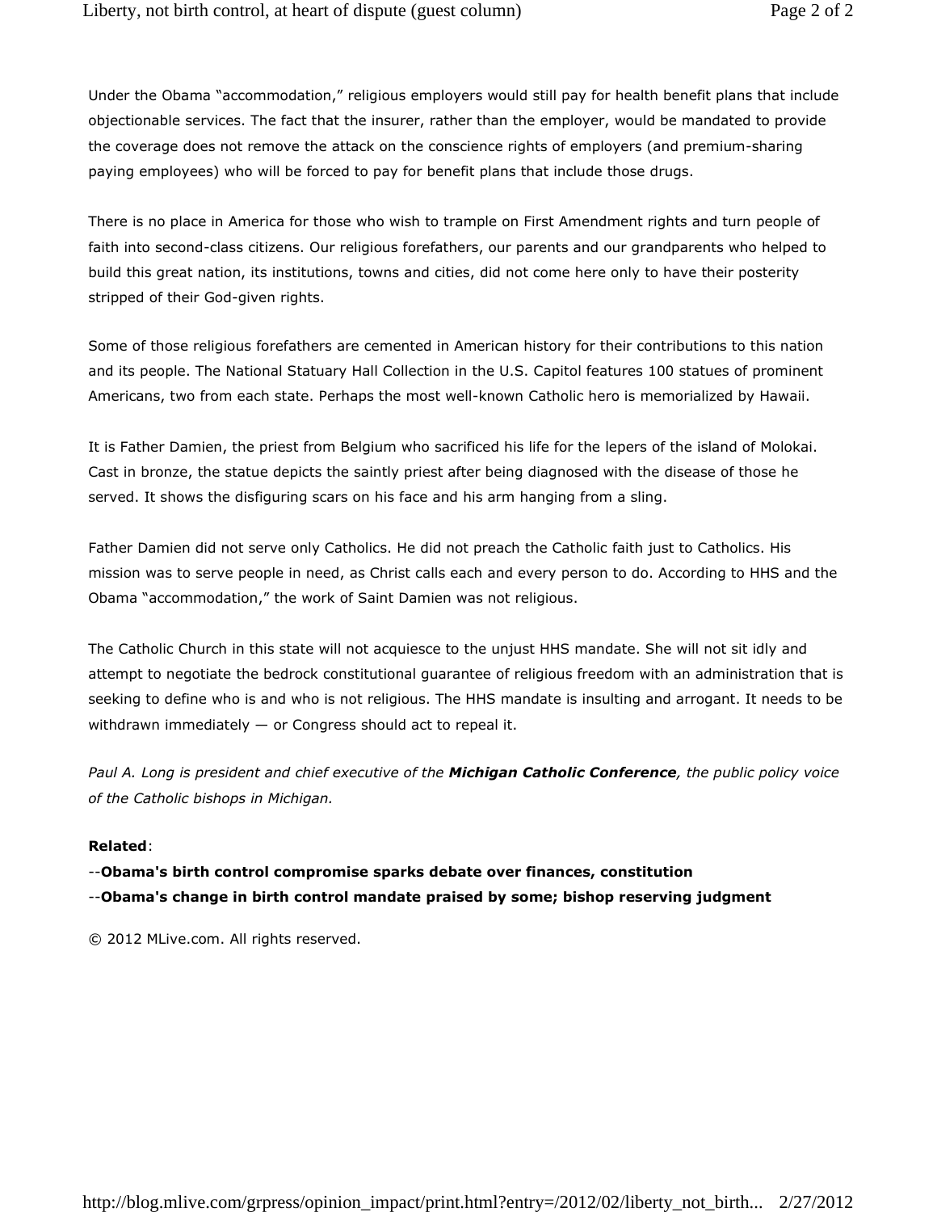Under the Obama "accommodation," religious employers would still pay for health benefit plans that include objectionable services. The fact that the insurer, rather than the employer, would be mandated to provide the coverage does not remove the attack on the conscience rights of employers (and premium-sharing paying employees) who will be forced to pay for benefit plans that include those drugs.

There is no place in America for those who wish to trample on First Amendment rights and turn people of faith into second-class citizens. Our religious forefathers, our parents and our grandparents who helped to build this great nation, its institutions, towns and cities, did not come here only to have their posterity stripped of their God-given rights.

Some of those religious forefathers are cemented in American history for their contributions to this nation and its people. The National Statuary Hall Collection in the U.S. Capitol features 100 statues of prominent Americans, two from each state. Perhaps the most well-known Catholic hero is memorialized by Hawaii.

It is Father Damien, the priest from Belgium who sacrificed his life for the lepers of the island of Molokai. Cast in bronze, the statue depicts the saintly priest after being diagnosed with the disease of those he served. It shows the disfiguring scars on his face and his arm hanging from a sling.

Father Damien did not serve only Catholics. He did not preach the Catholic faith just to Catholics. His mission was to serve people in need, as Christ calls each and every person to do. According to HHS and the Obama "accommodation," the work of Saint Damien was not religious.

The Catholic Church in this state will not acquiesce to the unjust HHS mandate. She will not sit idly and attempt to negotiate the bedrock constitutional guarantee of religious freedom with an administration that is seeking to define who is and who is not religious. The HHS mandate is insulting and arrogant. It needs to be withdrawn immediately — or Congress should act to repeal it.

*Paul A. Long is president and chief executive of the **Michigan Catholic Conference**, the public policy voice of the Catholic bishops in Michigan.*

**Related**:

--**Obama's birth control compromise sparks debate over finances, constitution**

--**Obama's change in birth control mandate praised by some; bishop reserving judgment**

© 2012 MLive.com. All rights reserved.